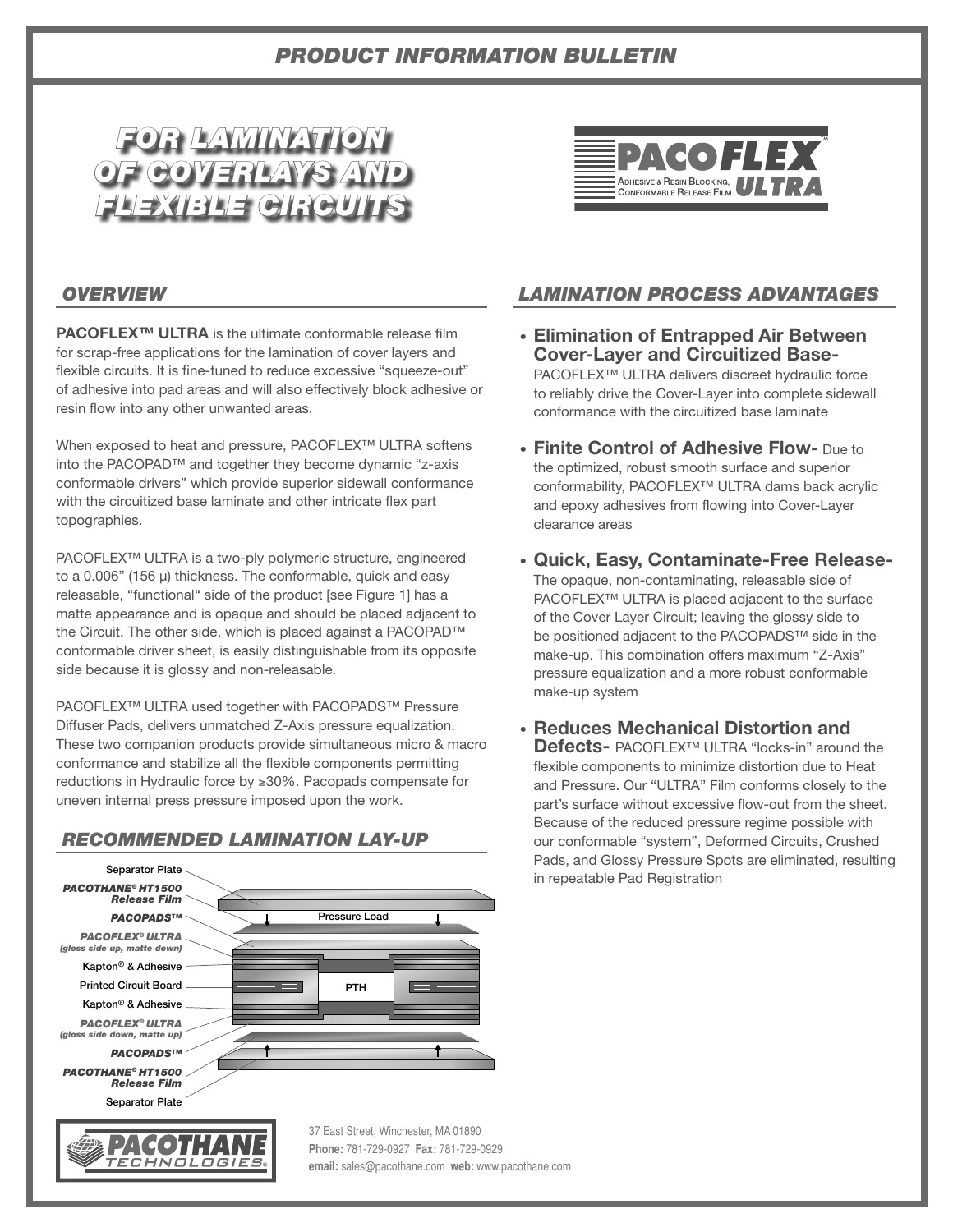# PRODUCT INFORMATION BULLETIN

## FOR LAMINATION OF COVERLAYS AND FLEXIBLE CIRCUITS

**PACOFLEX™ ULTRA**
Adhesive & Resin Blocking, Conformable Release Film

## OVERVIEW

**PACOFLEX™ ULTRA** is the ultimate conformable release film for scrap-free applications for the lamination of cover layers and flexible circuits. It is fine-tuned to reduce excessive "squeeze-out" of adhesive into pad areas and will also effectively block adhesive or resin flow into any other unwanted areas.

When exposed to heat and pressure, PACOFLEX™ ULTRA softens into the PACOPAD™ and together they become dynamic "z-axis conformable drivers" which provide superior sidewall conformance with the circuitized base laminate and other intricate flex part topographies.

PACOFLEX™ ULTRA is a two-ply polymeric structure, engineered to a 0.006" (156 μ) thickness. The conformable, quick and easy releasable, "functional" side of the product [see Figure 1] has a matte appearance and is opaque and should be placed adjacent to the Circuit. The other side, which is placed against a PACOPAD™ conformable driver sheet, is easily distinguishable from its opposite side because it is glossy and non-releasable.

PACOFLEX™ ULTRA used together with PACOPADS™ Pressure Diffuser Pads, delivers unmatched Z-Axis pressure equalization. These two companion products provide simultaneous micro & macro conformance and stabilize all the flexible components permitting reductions in Hydraulic force by ≥30%. Pacopads compensate for uneven internal press pressure imposed upon the work.

## RECOMMENDED LAMINATION LAY-UP

- Separator Plate
- *PACOTHANE® HT1500 Release Film*
- *PACOPADS™*
- *PACOFLEX® ULTRA (gloss side up, matte down)*
- Kapton® & Adhesive
- Printed Circuit Board
- Kapton® & Adhesive
- *PACOFLEX® ULTRA (gloss side down, matte up)*
- *PACOPADS™*
- *PACOTHANE® HT1500 Release Film*
- Separator Plate

Pressure Load

PTH

## LAMINATION PROCESS ADVANTAGES

- **Elimination of Entrapped Air Between Cover-Layer and Circuitized Base-** PACOFLEX™ ULTRA delivers discreet hydraulic force to reliably drive the Cover-Layer into complete sidewall conformance with the circuitized base laminate
- **Finite Control of Adhesive Flow-** Due to the optimized, robust smooth surface and superior conformability, PACOFLEX™ ULTRA dams back acrylic and epoxy adhesives from flowing into Cover-Layer clearance areas
- **Quick, Easy, Contaminate-Free Release-** The opaque, non-contaminating, releasable side of PACOFLEX™ ULTRA is placed adjacent to the surface of the Cover Layer Circuit; leaving the glossy side to be positioned adjacent to the PACOPADS™ side in the make-up. This combination offers maximum "Z-Axis" pressure equalization and a more robust conformable make-up system
- **Reduces Mechanical Distortion and Defects-** PACOFLEX™ ULTRA "locks-in" around the flexible components to minimize distortion due to Heat and Pressure. Our "ULTRA" Film conforms closely to the part's surface without excessive flow-out from the sheet. Because of the reduced pressure regime possible with our conformable "system", Deformed Circuits, Crushed Pads, and Glossy Pressure Spots are eliminated, resulting in repeatable Pad Registration

**PACOTHANE TECHNOLOGIES®**

37 East Street, Winchester, MA 01890
**Phone:** 781-729-0927 **Fax:** 781-729-0929
**email:** sales@pacothane.com **web:** www.pacothane.com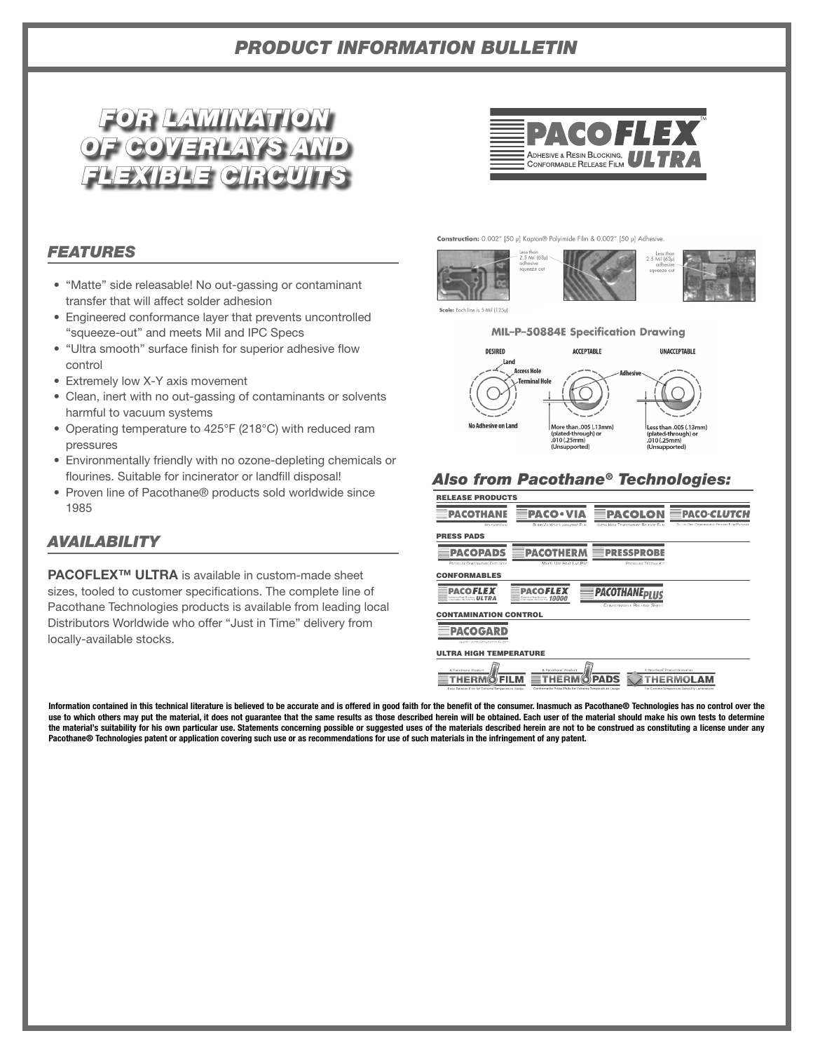# PRODUCT INFORMATION BULLETIN

## FOR LAMINATION OF COVERLAYS AND FLEXIBLE CIRCUITS

PACOFLEX™ ULTRA
Adhesive & Resin Blocking, Conformable Release Film

## FEATURES

- "Matte" side releasable! No out-gassing or contaminant transfer that will affect solder adhesion
- Engineered conformance layer that prevents uncontrolled "squeeze-out" and meets Mil and IPC Specs
- "Ultra smooth" surface finish for superior adhesive flow control
- Extremely low X-Y axis movement
- Clean, inert with no out-gassing of contaminants or solvents harmful to vacuum systems
- Operating temperature to 425°F (218°C) with reduced ram pressures
- Environmentally friendly with no ozone-depleting chemicals or flourines. Suitable for incinerator or landfill disposal!
- Proven line of Pacothane® products sold worldwide since 1985

## AVAILABILITY

**PACOFLEX™ ULTRA** is available in custom-made sheet sizes, tooled to customer specifications. The complete line of Pacothane Technologies products is available from leading local Distributors Worldwide who offer "Just in Time" delivery from locally-available stocks.

**Construction:** 0.002" [50 μ] Kapton® Polyimide Film & 0.002" [50 μ] Adhesive.

Less than 2.5 Mil (63μ) adhesive squeeze out

Less than 2.5 Mil (63μ) adhesive squeeze out

**Scale:** Each line is 5 Mil (125μ)

**MIL–P–50884E Specification Drawing**

DESIRED
Land
Access Hole
Terminal Hole
No Adhesive on Land

ACCEPTABLE
Adhesive
More than .005 (.13mm) (plated-through) or .010 (.25mm) (Unsupported)

UNACCEPTABLE
Less than .005 (.13mm) (plated-through) or .010 (.25mm) (Unsupported)

## Also from Pacothane® Technologies:

**RELEASE PRODUCTS**
PACOTHANE, PACO•VIA, PACOLON, PACO-CLUTCH

**PRESS PADS**
PACOPADS, PACOTHERM, PRESSPROBE

**CONFORMABLES**
PACOFLEX ULTRA, PACOFLEX 10000, PACOTHANE PLUS

**CONTAMINATION CONTROL**
PACOGARD

**ULTRA HIGH TEMPERATURE**
THERMOFILM, THERMOPADS, THERMOLAM

**Information contained in this technical literature is believed to be accurate and is offered in good faith for the benefit of the consumer. Inasmuch as Pacothane® Technologies has no control over the use to which others may put the material, it does not guarantee that the same results as those described herein will be obtained. Each user of the material should make his own tests to determine the material's suitability for his own particular use. Statements concerning possible or suggested uses of the materials described herein are not to be construed as constituting a license under any Pacothane® Technologies patent or application covering such use or as recommendations for use of such materials in the infringement of any patent.**